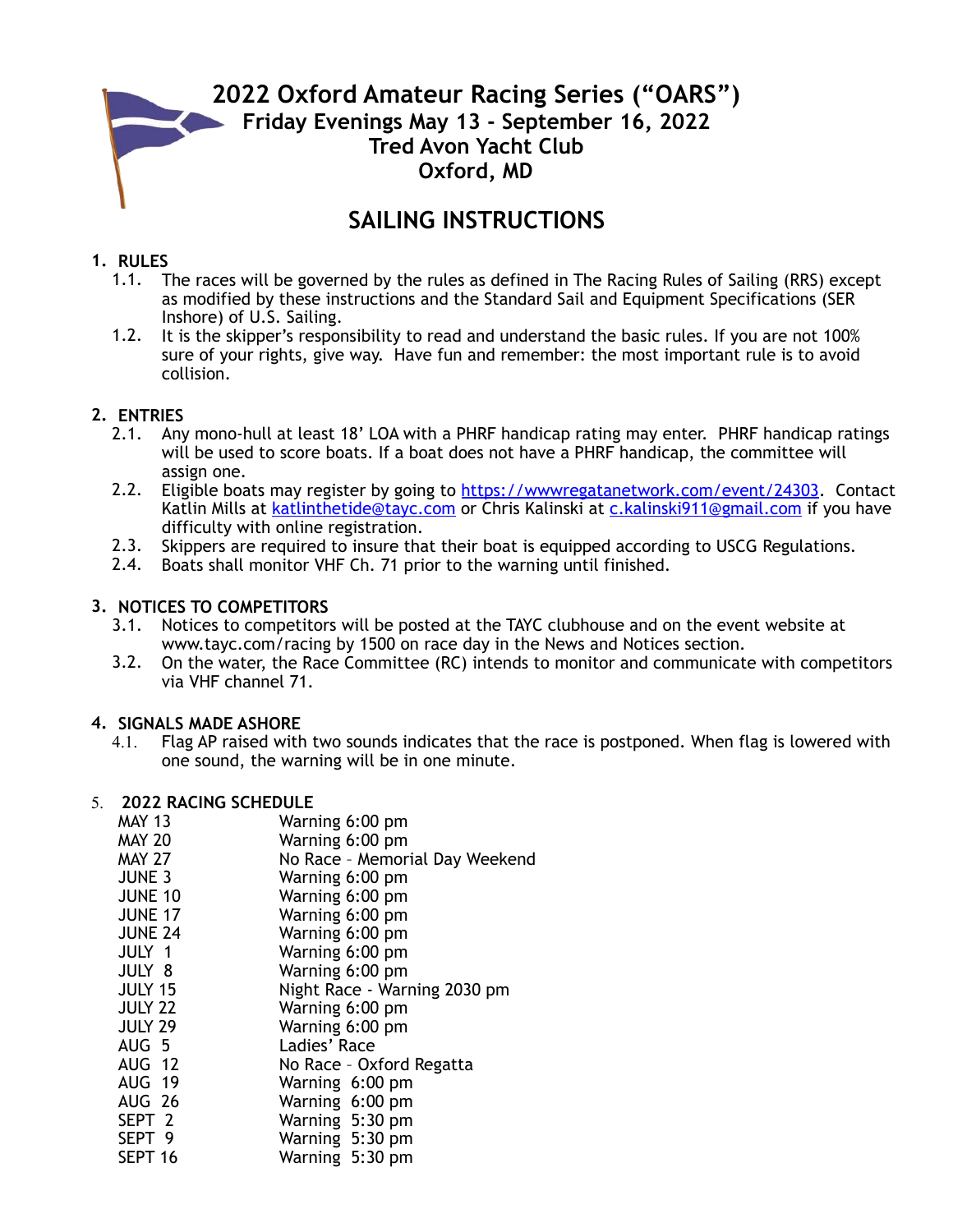# 2022 Oxford Amateur Racing Series ("OARS")

## Friday Evenings May 13 - September 16, 2022
## Tred Avon Yacht Club
## Oxford, MD

# SAILING INSTRUCTIONS

**1. RULES**

1.1. The races will be governed by the rules as defined in The Racing Rules of Sailing (RRS) except as modified by these instructions and the Standard Sail and Equipment Specifications (SER Inshore) of U.S. Sailing.

1.2. It is the skipper's responsibility to read and understand the basic rules. If you are not 100% sure of your rights, give way. Have fun and remember: the most important rule is to avoid collision.

**2. ENTRIES**

2.1. Any mono-hull at least 18' LOA with a PHRF handicap rating may enter. PHRF handicap ratings will be used to score boats. If a boat does not have a PHRF handicap, the committee will assign one.

2.2. Eligible boats may register by going to https://wwwregatanetwork.com/event/24303. Contact Katlin Mills at katlinthetide@tayc.com or Chris Kalinski at c.kalinski911@gmail.com if you have difficulty with online registration.

2.3. Skippers are required to insure that their boat is equipped according to USCG Regulations.

2.4. Boats shall monitor VHF Ch. 71 prior to the warning until finished.

**3. NOTICES TO COMPETITORS**

3.1. Notices to competitors will be posted at the TAYC clubhouse and on the event website at www.tayc.com/racing by 1500 on race day in the News and Notices section.

3.2. On the water, the Race Committee (RC) intends to monitor and communicate with competitors via VHF channel 71.

**4. SIGNALS MADE ASHORE**

4.1. Flag AP raised with two sounds indicates that the race is postponed. When flag is lowered with one sound, the warning will be in one minute.

**5. 2022 RACING SCHEDULE**

| | |
|---|---|
| MAY 13 | Warning 6:00 pm |
| MAY 20 | Warning 6:00 pm |
| MAY 27 | No Race – Memorial Day Weekend |
| JUNE 3 | Warning 6:00 pm |
| JUNE 10 | Warning 6:00 pm |
| JUNE 17 | Warning 6:00 pm |
| JUNE 24 | Warning 6:00 pm |
| JULY 1 | Warning 6:00 pm |
| JULY 8 | Warning 6:00 pm |
| JULY 15 | Night Race - Warning 2030 pm |
| JULY 22 | Warning 6:00 pm |
| JULY 29 | Warning 6:00 pm |
| AUG 5 | Ladies' Race |
| AUG 12 | No Race – Oxford Regatta |
| AUG 19 | Warning 6:00 pm |
| AUG 26 | Warning 6:00 pm |
| SEPT 2 | Warning 5:30 pm |
| SEPT 9 | Warning 5:30 pm |
| SEPT 16 | Warning 5:30 pm |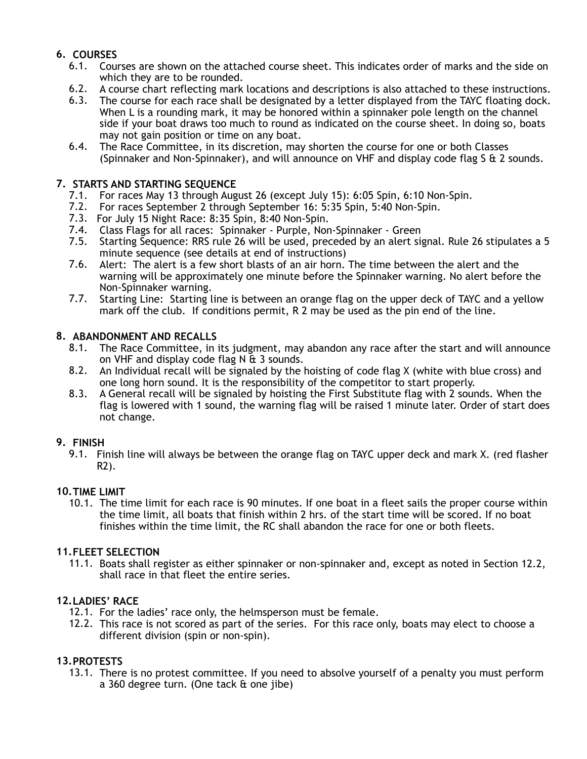## 6. COURSES

6.1. Courses are shown on the attached course sheet. This indicates order of marks and the side on which they are to be rounded.

6.2. A course chart reflecting mark locations and descriptions is also attached to these instructions.

6.3. The course for each race shall be designated by a letter displayed from the TAYC floating dock. When L is a rounding mark, it may be honored within a spinnaker pole length on the channel side if your boat draws too much to round as indicated on the course sheet. In doing so, boats may not gain position or time on any boat.

6.4. The Race Committee, in its discretion, may shorten the course for one or both Classes (Spinnaker and Non-Spinnaker), and will announce on VHF and display code flag S & 2 sounds.

## 7. STARTS AND STARTING SEQUENCE

7.1. For races May 13 through August 26 (except July 15): 6:05 Spin, 6:10 Non-Spin.

7.2. For races September 2 through September 16: 5:35 Spin, 5:40 Non-Spin.

7.3. For July 15 Night Race: 8:35 Spin, 8:40 Non-Spin.

7.4. Class Flags for all races: Spinnaker - Purple, Non-Spinnaker - Green

7.5. Starting Sequence: RRS rule 26 will be used, preceded by an alert signal. Rule 26 stipulates a 5 minute sequence (see details at end of instructions)

7.6. Alert: The alert is a few short blasts of an air horn. The time between the alert and the warning will be approximately one minute before the Spinnaker warning. No alert before the Non-Spinnaker warning.

7.7. Starting Line: Starting line is between an orange flag on the upper deck of TAYC and a yellow mark off the club. If conditions permit, R 2 may be used as the pin end of the line.

## 8. ABANDONMENT AND RECALLS

8.1. The Race Committee, in its judgment, may abandon any race after the start and will announce on VHF and display code flag N & 3 sounds.

8.2. An Individual recall will be signaled by the hoisting of code flag X (white with blue cross) and one long horn sound. It is the responsibility of the competitor to start properly.

8.3. A General recall will be signaled by hoisting the First Substitute flag with 2 sounds. When the flag is lowered with 1 sound, the warning flag will be raised 1 minute later. Order of start does not change.

## 9. FINISH

9.1. Finish line will always be between the orange flag on TAYC upper deck and mark X. (red flasher R2).

## 10. TIME LIMIT

10.1. The time limit for each race is 90 minutes. If one boat in a fleet sails the proper course within the time limit, all boats that finish within 2 hrs. of the start time will be scored. If no boat finishes within the time limit, the RC shall abandon the race for one or both fleets.

## 11. FLEET SELECTION

11.1. Boats shall register as either spinnaker or non-spinnaker and, except as noted in Section 12.2, shall race in that fleet the entire series.

## 12. LADIES' RACE

12.1. For the ladies' race only, the helmsperson must be female.

12.2. This race is not scored as part of the series. For this race only, boats may elect to choose a different division (spin or non-spin).

## 13. PROTESTS

13.1. There is no protest committee. If you need to absolve yourself of a penalty you must perform a 360 degree turn. (One tack & one jibe)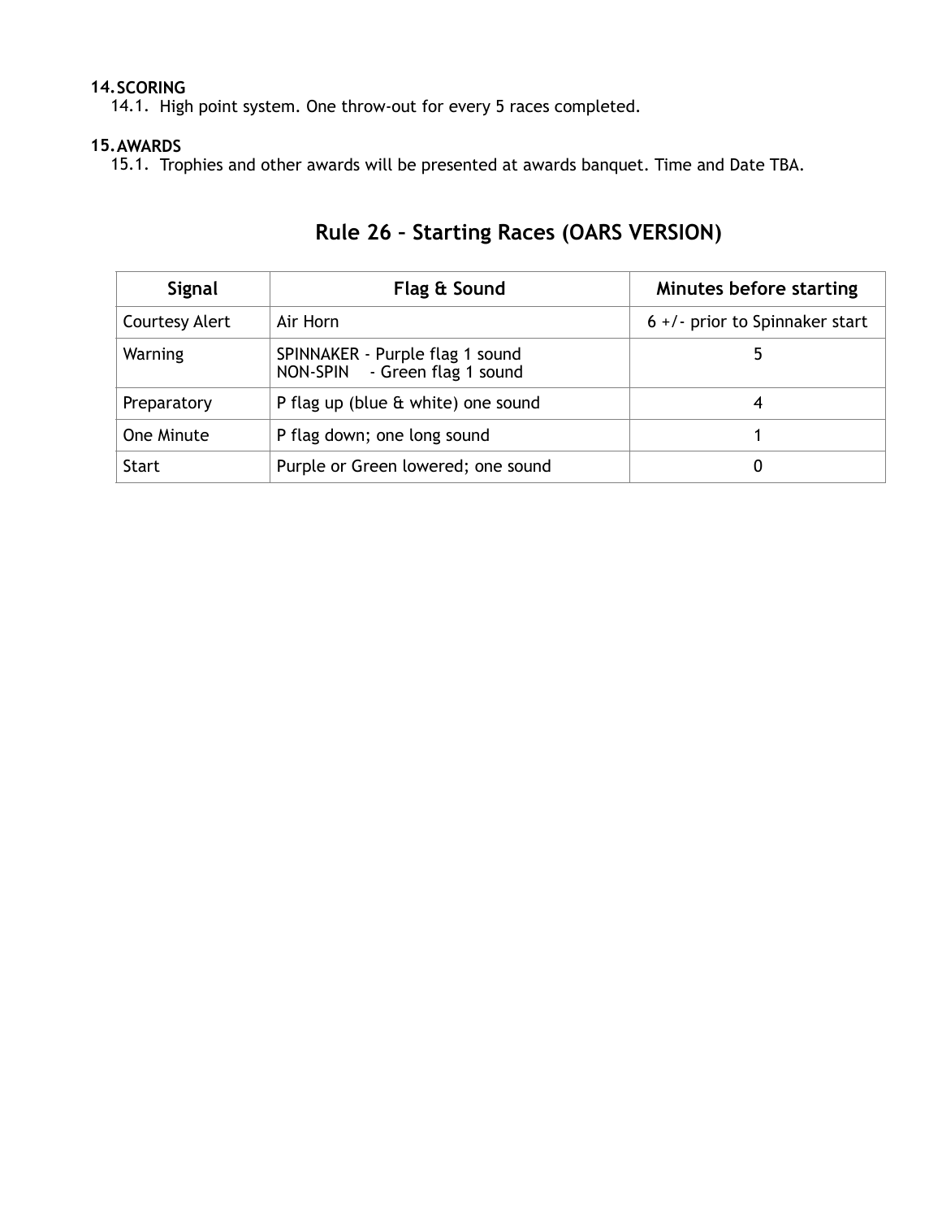## 14. SCORING

14.1. High point system. One throw-out for every 5 races completed.

## 15. AWARDS

15.1. Trophies and other awards will be presented at awards banquet. Time and Date TBA.

# Rule 26 – Starting Races (OARS VERSION)

| Signal | Flag & Sound | Minutes before starting |
|---|---|---|
| Courtesy Alert | Air Horn | 6 +/- prior to Spinnaker start |
| Warning | SPINNAKER - Purple flag 1 sound<br>NON-SPIN - Green flag 1 sound | 5 |
| Preparatory | P flag up (blue & white) one sound | 4 |
| One Minute | P flag down; one long sound | 1 |
| Start | Purple or Green lowered; one sound | 0 |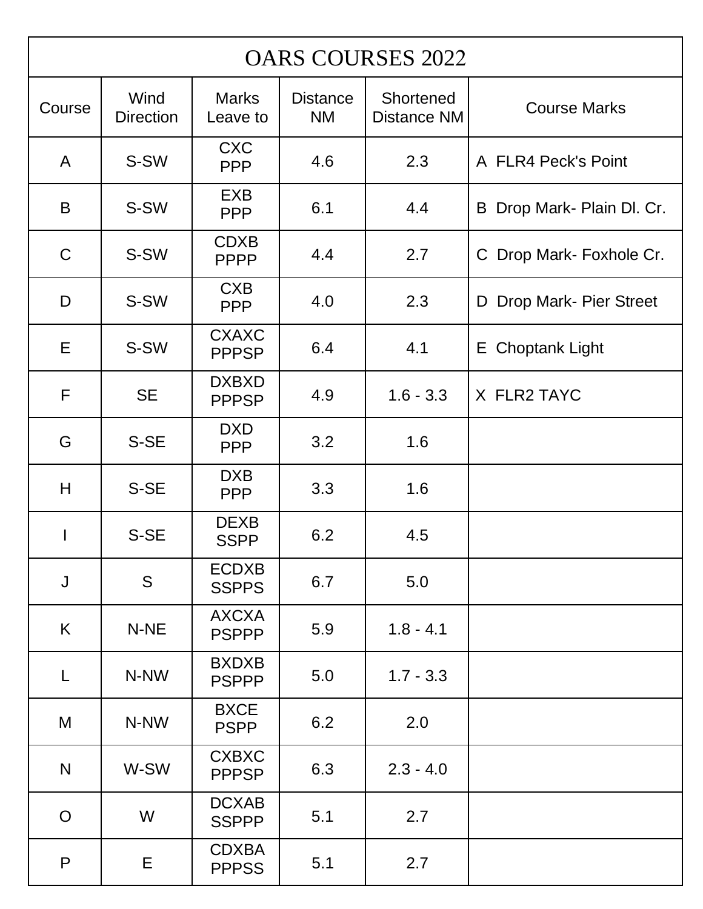# OARS COURSES 2022

| Course | Wind Direction | Marks Leave to | Distance NM | Shortened Distance NM | Course Marks |
|---|---|---|---|---|---|
| A | S-SW | CXC<br>PPP | 4.6 | 2.3 | A FLR4 Peck's Point |
| B | S-SW | EXB<br>PPP | 6.1 | 4.4 | B Drop Mark- Plain Dl. Cr. |
| C | S-SW | CDXB<br>PPPP | 4.4 | 2.7 | C Drop Mark- Foxhole Cr. |
| D | S-SW | CXB<br>PPP | 4.0 | 2.3 | D Drop Mark- Pier Street |
| E | S-SW | CXAXC<br>PPPSP | 6.4 | 4.1 | E Choptank Light |
| F | SE | DXBXD<br>PPPSP | 4.9 | 1.6 - 3.3 | X FLR2 TAYC |
| G | S-SE | DXD<br>PPP | 3.2 | 1.6 | |
| H | S-SE | DXB<br>PPP | 3.3 | 1.6 | |
| I | S-SE | DEXB<br>SSPP | 6.2 | 4.5 | |
| J | S | ECDXB<br>SSPPS | 6.7 | 5.0 | |
| K | N-NE | AXCXA<br>PSPPP | 5.9 | 1.8 - 4.1 | |
| L | N-NW | BXDXB<br>PSPPP | 5.0 | 1.7 - 3.3 | |
| M | N-NW | BXCE<br>PSPP | 6.2 | 2.0 | |
| N | W-SW | CXBXC<br>PPPSP | 6.3 | 2.3 - 4.0 | |
| O | W | DCXAB<br>SSPPP | 5.1 | 2.7 | |
| P | E | CDXBA<br>PPPSS | 5.1 | 2.7 | |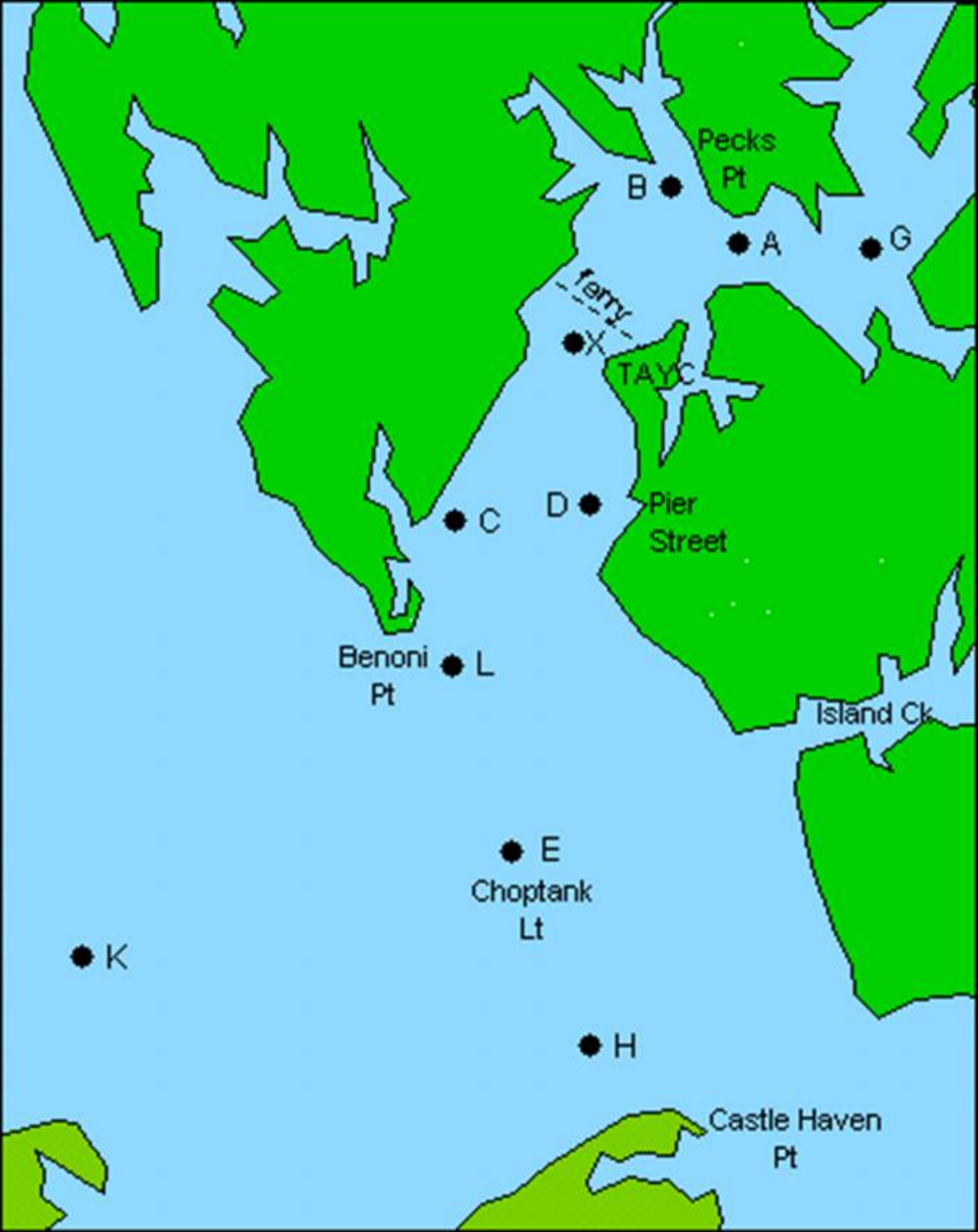Pecks Pt

B

A

G

ferry

X

TAYC

C

D

Pier Street

Benoni Pt

L

Island Ck

E

Choptank Lt

K

H

Castle Haven Pt